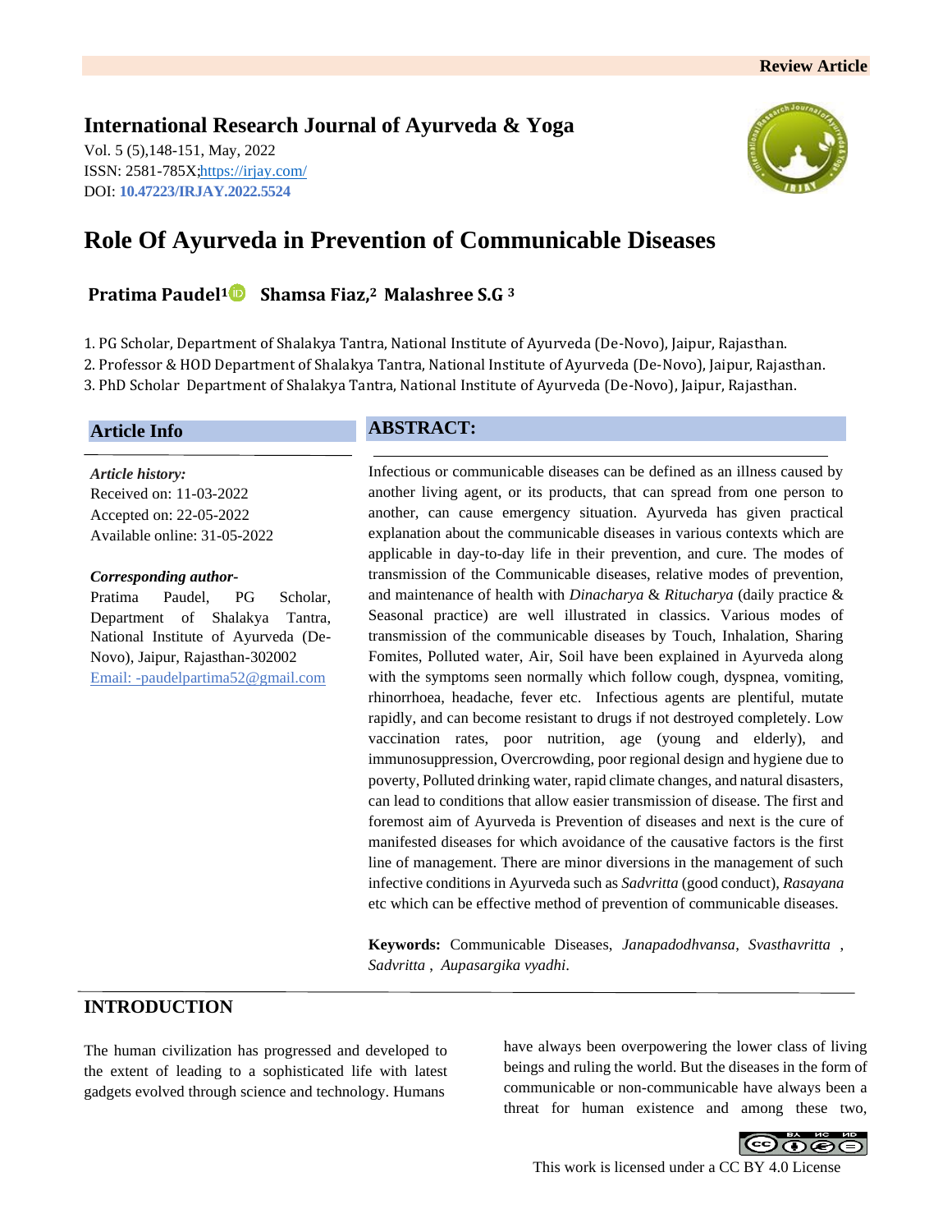Review Article

**International Research Journal of Ayurveda & Yoga**

Vol. 5 (5),148-151, May, 2022
ISSN: 2581-785X; https://irjay.com/
DOI: **10.47223/IRJAY.2022.5524**

# Role Of Ayurveda in Prevention of Communicable Diseases

**Pratima Paudel[1] Shamsa Fiaz,[2] Malashree S.G [3]**

1. PG Scholar, Department of Shalakya Tantra, National Institute of Ayurveda (De-Novo), Jaipur, Rajasthan.
2. Professor & HOD Department of Shalakya Tantra, National Institute of Ayurveda (De-Novo), Jaipur, Rajasthan.
3. PhD Scholar Department of Shalakya Tantra, National Institute of Ayurveda (De-Novo), Jaipur, Rajasthan.

## Article Info

*Article history:*
Received on: 11-03-2022
Accepted on: 22-05-2022
Available online: 31-05-2022

*Corresponding author-*
Pratima Paudel, PG Scholar, Department of Shalakya Tantra, National Institute of Ayurveda (De-Novo), Jaipur, Rajasthan-302002
Email: -paudelpartima52@gmail.com

## ABSTRACT:

Infectious or communicable diseases can be defined as an illness caused by another living agent, or its products, that can spread from one person to another, can cause emergency situation. Ayurveda has given practical explanation about the communicable diseases in various contexts which are applicable in day-to-day life in their prevention, and cure. The modes of transmission of the Communicable diseases, relative modes of prevention, and maintenance of health with *Dinacharya* & *Ritucharya* (daily practice & Seasonal practice) are well illustrated in classics. Various modes of transmission of the communicable diseases by Touch, Inhalation, Sharing Fomites, Polluted water, Air, Soil have been explained in Ayurveda along with the symptoms seen normally which follow cough, dyspnea, vomiting, rhinorrhoea, headache, fever etc. Infectious agents are plentiful, mutate rapidly, and can become resistant to drugs if not destroyed completely. Low vaccination rates, poor nutrition, age (young and elderly), and immunosuppression, Overcrowding, poor regional design and hygiene due to poverty, Polluted drinking water, rapid climate changes, and natural disasters, can lead to conditions that allow easier transmission of disease. The first and foremost aim of Ayurveda is Prevention of diseases and next is the cure of manifested diseases for which avoidance of the causative factors is the first line of management. There are minor diversions in the management of such infective conditions in Ayurveda such as *Sadvritta* (good conduct), *Rasayana* etc which can be effective method of prevention of communicable diseases.

**Keywords:** Communicable Diseases, *Janapadodhvansa*, *Svasthavritta* , *Sadvritta* , *Aupasargika vyadhi*.

## INTRODUCTION

The human civilization has progressed and developed to the extent of leading to a sophisticated life with latest gadgets evolved through science and technology. Humans have always been overpowering the lower class of living beings and ruling the world. But the diseases in the form of communicable or non-communicable have always been a threat for human existence and among these two,

This work is licensed under a CC BY 4.0 License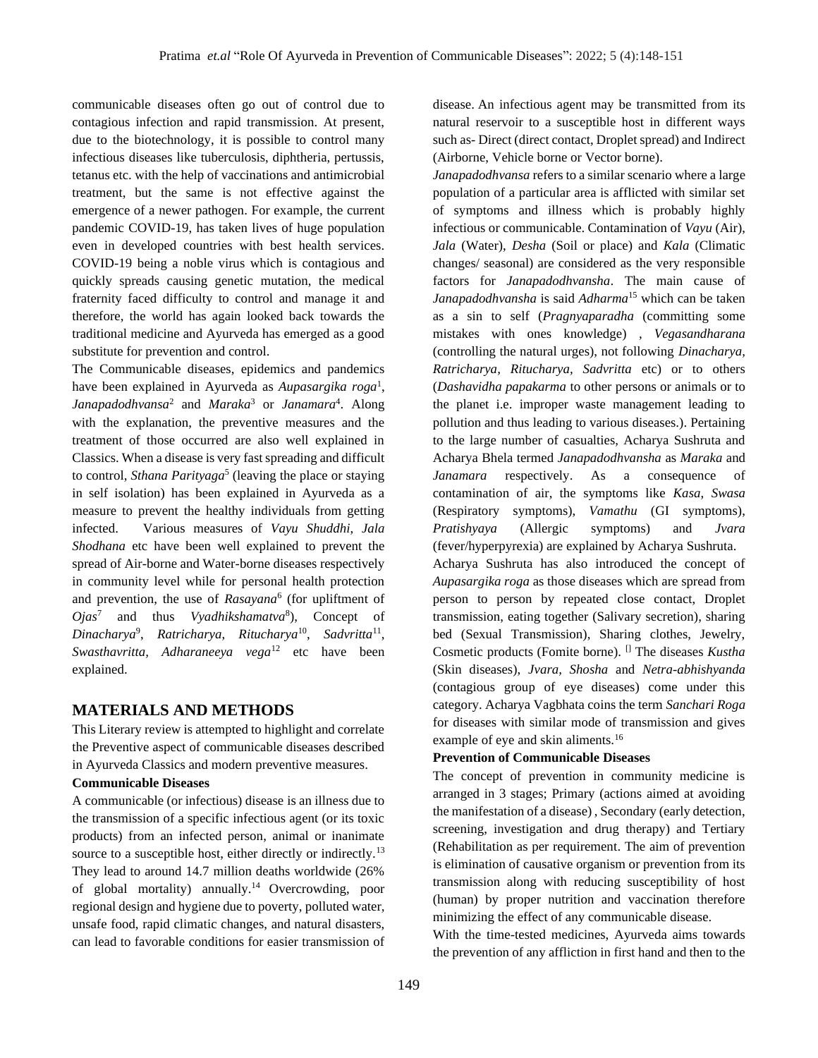communicable diseases often go out of control due to contagious infection and rapid transmission. At present, due to the biotechnology, it is possible to control many infectious diseases like tuberculosis, diphtheria, pertussis, tetanus etc. with the help of vaccinations and antimicrobial treatment, but the same is not effective against the emergence of a newer pathogen. For example, the current pandemic COVID-19, has taken lives of huge population even in developed countries with best health services. COVID-19 being a noble virus which is contagious and quickly spreads causing genetic mutation, the medical fraternity faced difficulty to control and manage it and therefore, the world has again looked back towards the traditional medicine and Ayurveda has emerged as a good substitute for prevention and control.

The Communicable diseases, epidemics and pandemics have been explained in Ayurveda as *Aupasargika roga*[1], *Janapadodhvansa*[2] and *Maraka*[3] or *Janamara*[4]. Along with the explanation, the preventive measures and the treatment of those occurred are also well explained in Classics. When a disease is very fast spreading and difficult to control, *Sthana Parityaga*[5] (leaving the place or staying in self isolation) has been explained in Ayurveda as a measure to prevent the healthy individuals from getting infected. Various measures of *Vayu Shuddhi*, *Jala Shodhana* etc have been well explained to prevent the spread of Air-borne and Water-borne diseases respectively in community level while for personal health protection and prevention, the use of *Rasayana*[6] (for upliftment of *Ojas*[7] and thus *Vyadhikshamatva*[8]), Concept of *Dinacharya*[9], *Ratricharya*, *Ritucharya*[10], *Sadvritta*[11], *Swasthavritta*, *Adharaneeya vega*[12] etc have been explained.

## MATERIALS AND METHODS

This Literary review is attempted to highlight and correlate the Preventive aspect of communicable diseases described in Ayurveda Classics and modern preventive measures.

**Communicable Diseases**

A communicable (or infectious) disease is an illness due to the transmission of a specific infectious agent (or its toxic products) from an infected person, animal or inanimate source to a susceptible host, either directly or indirectly.[13] They lead to around 14.7 million deaths worldwide (26% of global mortality) annually.[14] Overcrowding, poor regional design and hygiene due to poverty, polluted water, unsafe food, rapid climatic changes, and natural disasters, can lead to favorable conditions for easier transmission of disease. An infectious agent may be transmitted from its natural reservoir to a susceptible host in different ways such as- Direct (direct contact, Droplet spread) and Indirect (Airborne, Vehicle borne or Vector borne).

*Janapadodhvansa* refers to a similar scenario where a large population of a particular area is afflicted with similar set of symptoms and illness which is probably highly infectious or communicable. Contamination of *Vayu* (Air), *Jala* (Water), *Desha* (Soil or place) and *Kala* (Climatic changes/ seasonal) are considered as the very responsible factors for *Janapadodhvansha*. The main cause of *Janapadodhvansha* is said *Adharma*[15] which can be taken as a sin to self (*Pragnyaparadha* (committing some mistakes with ones knowledge) , *Vegasandharana* (controlling the natural urges), not following *Dinacharya, Ratricharya, Ritucharya, Sadvritta* etc) or to others (*Dashavidha papakarma* to other persons or animals or to the planet i.e. improper waste management leading to pollution and thus leading to various diseases.). Pertaining to the large number of casualties, Acharya Sushruta and Acharya Bhela termed *Janapadodhvansha* as *Maraka* and *Janamara* respectively. As a consequence of contamination of air, the symptoms like *Kasa, Swasa* (Respiratory symptoms), *Vamathu* (GI symptoms), *Pratishyaya* (Allergic symptoms) and *Jvara* (fever/hyperpyrexia) are explained by Acharya Sushruta.

Acharya Sushruta has also introduced the concept of *Aupasargika roga* as those diseases which are spread from person to person by repeated close contact, Droplet transmission, eating together (Salivary secretion), sharing bed (Sexual Transmission), Sharing clothes, Jewelry, Cosmetic products (Fomite borne). [] The diseases *Kustha* (Skin diseases), *Jvara, Shosha* and *Netra-abhishyanda* (contagious group of eye diseases) come under this category. Acharya Vagbhata coins the term *Sanchari Roga* for diseases with similar mode of transmission and gives example of eye and skin aliments.[16]

**Prevention of Communicable Diseases**

The concept of prevention in community medicine is arranged in 3 stages; Primary (actions aimed at avoiding the manifestation of a disease) , Secondary (early detection, screening, investigation and drug therapy) and Tertiary (Rehabilitation as per requirement. The aim of prevention is elimination of causative organism or prevention from its transmission along with reducing susceptibility of host (human) by proper nutrition and vaccination therefore minimizing the effect of any communicable disease.

With the time-tested medicines, Ayurveda aims towards the prevention of any affliction in first hand and then to the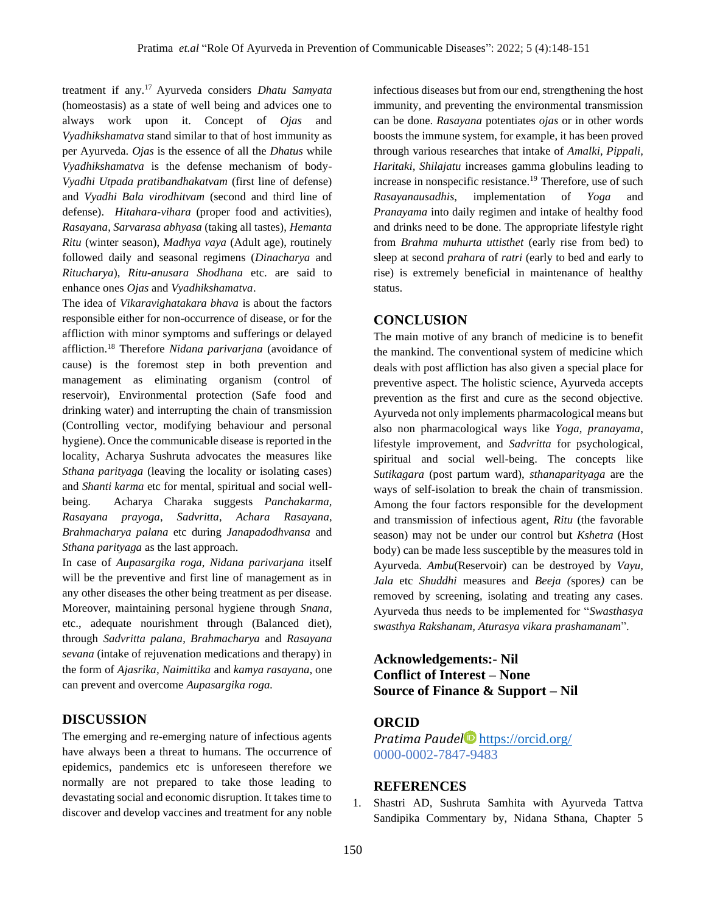treatment if any.[17] Ayurveda considers *Dhatu Samyata* (homeostasis) as a state of well being and advices one to always work upon it. Concept of *Ojas* and *Vyadhikshamatva* stand similar to that of host immunity as per Ayurveda. *Ojas* is the essence of all the *Dhatus* while *Vyadhikshamatva* is the defense mechanism of body- *Vyadhi Utpada pratibandhakatvam* (first line of defense) and *Vyadhi Bala virodhitvam* (second and third line of defense). *Hitahara-vihara* (proper food and activities), *Rasayana*, *Sarvarasa abhyasa* (taking all tastes), *Hemanta Ritu* (winter season), *Madhya vaya* (Adult age), routinely followed daily and seasonal regimens (*Dinacharya* and *Ritucharya*), *Ritu-anusara Shodhana* etc. are said to enhance ones *Ojas* and *Vyadhikshamatva*.

The idea of *Vikaravighatakara bhava* is about the factors responsible either for non-occurrence of disease, or for the affliction with minor symptoms and sufferings or delayed affliction.[18] Therefore *Nidana parivarjana* (avoidance of cause) is the foremost step in both prevention and management as eliminating organism (control of reservoir), Environmental protection (Safe food and drinking water) and interrupting the chain of transmission (Controlling vector, modifying behaviour and personal hygiene). Once the communicable disease is reported in the locality, Acharya Sushruta advocates the measures like *Sthana parityaga* (leaving the locality or isolating cases) and *Shanti karma* etc for mental, spiritual and social well-being. Acharya Charaka suggests *Panchakarma, Rasayana prayoga*, *Sadvritta*, *Achara Rasayana*, *Brahmacharya palana* etc during *Janapadodhvansa* and *Sthana parityaga* as the last approach.

In case of *Aupasargika roga*, *Nidana parivarjana* itself will be the preventive and first line of management as in any other diseases the other being treatment as per disease. Moreover, maintaining personal hygiene through *Snana*, etc., adequate nourishment through (Balanced diet), through *Sadvritta palana*, *Brahmacharya* and *Rasayana sevana* (intake of rejuvenation medications and therapy) in the form of *Ajasrika, Naimittika* and *kamya rasayana*, one can prevent and overcome *Aupasargika roga.*

## DISCUSSION

The emerging and re-emerging nature of infectious agents have always been a threat to humans. The occurrence of epidemics, pandemics etc is unforeseen therefore we normally are not prepared to take those leading to devastating social and economic disruption. It takes time to discover and develop vaccines and treatment for any noble infectious diseases but from our end, strengthening the host immunity, and preventing the environmental transmission can be done. *Rasayana* potentiates *ojas* or in other words boosts the immune system, for example, it has been proved through various researches that intake of *Amalki, Pippali, Haritaki, Shilajatu* increases gamma globulins leading to increase in nonspecific resistance.[19] Therefore, use of such *Rasayanausadhis*, implementation of *Yoga* and *Pranayama* into daily regimen and intake of healthy food and drinks need to be done. The appropriate lifestyle right from *Brahma muhurta uttisthet* (early rise from bed) to sleep at second *prahara* of *ratri* (early to bed and early to rise) is extremely beneficial in maintenance of healthy status.

## CONCLUSION

The main motive of any branch of medicine is to benefit the mankind. The conventional system of medicine which deals with post affliction has also given a special place for preventive aspect. The holistic science, Ayurveda accepts prevention as the first and cure as the second objective. Ayurveda not only implements pharmacological means but also non pharmacological ways like *Yoga*, *pranayama*, lifestyle improvement, and *Sadvritta* for psychological, spiritual and social well-being. The concepts like *Sutikagara* (post partum ward), *sthanaparityaga* are the ways of self-isolation to break the chain of transmission. Among the four factors responsible for the development and transmission of infectious agent, *Ritu* (the favorable season) may not be under our control but *Kshetra* (Host body) can be made less susceptible by the measures told in Ayurveda. *Ambu*(Reservoir) can be destroyed by *Vayu*, *Jala* etc *Shuddhi* measures and *Beeja (*spores*)* can be removed by screening, isolating and treating any cases. Ayurveda thus needs to be implemented for "*Swasthasya swasthya Rakshanam, Aturasya vikara prashamanam*".

**Acknowledgements:- Nil**
**Conflict of Interest – None**
**Source of Finance & Support – Nil**

## ORCID

*Pratima Paudel* https://orcid.org/0000-0002-7847-9483

## REFERENCES

1. Shastri AD, Sushruta Samhita with Ayurveda Tattva Sandipika Commentary by, Nidana Sthana, Chapter 5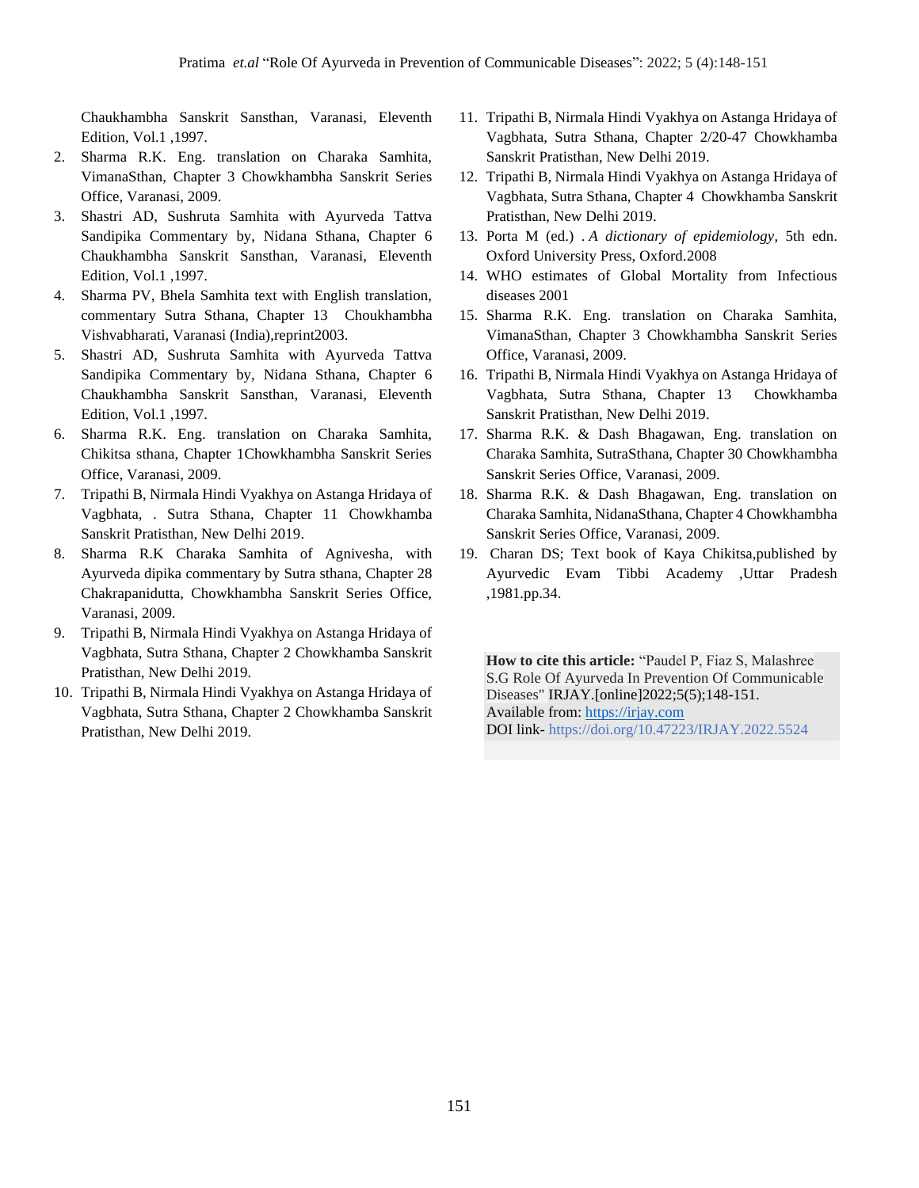Chaukhambha Sanskrit Sansthan, Varanasi, Eleventh Edition, Vol.1 ,1997.

2. Sharma R.K. Eng. translation on Charaka Samhita, VimanaSthan, Chapter 3 Chowkhambha Sanskrit Series Office, Varanasi, 2009.
3. Shastri AD, Sushruta Samhita with Ayurveda Tattva Sandipika Commentary by, Nidana Sthana, Chapter 6 Chaukhambha Sanskrit Sansthan, Varanasi, Eleventh Edition, Vol.1 ,1997.
4. Sharma PV, Bhela Samhita text with English translation, commentary Sutra Sthana, Chapter 13 Choukhambha Vishvabharati, Varanasi (India),reprint2003.
5. Shastri AD, Sushruta Samhita with Ayurveda Tattva Sandipika Commentary by, Nidana Sthana, Chapter 6 Chaukhambha Sanskrit Sansthan, Varanasi, Eleventh Edition, Vol.1 ,1997.
6. Sharma R.K. Eng. translation on Charaka Samhita, Chikitsa sthana, Chapter 1Chowkhambha Sanskrit Series Office, Varanasi, 2009.
7. Tripathi B, Nirmala Hindi Vyakhya on Astanga Hridaya of Vagbhata, . Sutra Sthana, Chapter 11 Chowkhamba Sanskrit Pratisthan, New Delhi 2019.
8. Sharma R.K Charaka Samhita of Agnivesha, with Ayurveda dipika commentary by Sutra sthana, Chapter 28 Chakrapanidutta, Chowkhambha Sanskrit Series Office, Varanasi, 2009.
9. Tripathi B, Nirmala Hindi Vyakhya on Astanga Hridaya of Vagbhata, Sutra Sthana, Chapter 2 Chowkhamba Sanskrit Pratisthan, New Delhi 2019.
10. Tripathi B, Nirmala Hindi Vyakhya on Astanga Hridaya of Vagbhata, Sutra Sthana, Chapter 2 Chowkhamba Sanskrit Pratisthan, New Delhi 2019.
11. Tripathi B, Nirmala Hindi Vyakhya on Astanga Hridaya of Vagbhata, Sutra Sthana, Chapter 2/20-47 Chowkhamba Sanskrit Pratisthan, New Delhi 2019.
12. Tripathi B, Nirmala Hindi Vyakhya on Astanga Hridaya of Vagbhata, Sutra Sthana, Chapter 4 Chowkhamba Sanskrit Pratisthan, New Delhi 2019.
13. Porta M (ed.) . *A dictionary of epidemiology*, 5th edn. Oxford University Press, Oxford.2008
14. WHO estimates of Global Mortality from Infectious diseases 2001
15. Sharma R.K. Eng. translation on Charaka Samhita, VimanaSthan, Chapter 3 Chowkhambha Sanskrit Series Office, Varanasi, 2009.
16. Tripathi B, Nirmala Hindi Vyakhya on Astanga Hridaya of Vagbhata, Sutra Sthana, Chapter 13 Chowkhamba Sanskrit Pratisthan, New Delhi 2019.
17. Sharma R.K. & Dash Bhagawan, Eng. translation on Charaka Samhita, SutraSthana, Chapter 30 Chowkhambha Sanskrit Series Office, Varanasi, 2009.
18. Sharma R.K. & Dash Bhagawan, Eng. translation on Charaka Samhita, NidanaSthana, Chapter 4 Chowkhambha Sanskrit Series Office, Varanasi, 2009.
19. Charan DS; Text book of Kaya Chikitsa,published by Ayurvedic Evam Tibbi Academy ,Uttar Pradesh ,1981.pp.34.

**How to cite this article:** "Paudel P, Fiaz S, Malashree S.G Role Of Ayurveda In Prevention Of Communicable Diseases" IRJAY.[online]2022;5(5);148-151.
Available from: https://irjay.com
DOI link- https://doi.org/10.47223/IRJAY.2022.5524